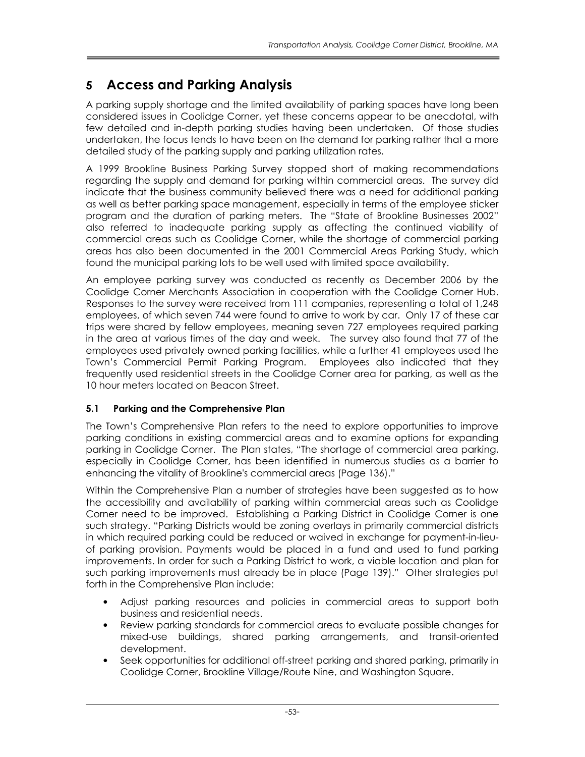# 5 Access and Parking Analysis

A parking supply shortage and the limited availability of parking spaces have long been considered issues in Coolidge Corner, yet these concerns appear to be anecdotal, with few detailed and in-depth parking studies having been undertaken. Of those studies undertaken, the focus tends to have been on the demand for parking rather that a more detailed study of the parking supply and parking utilization rates.

A 1999 Brookline Business Parking Survey stopped short of making recommendations regarding the supply and demand for parking within commercial areas. The survey did indicate that the business community believed there was a need for additional parking as well as better parking space management, especially in terms of the employee sticker program and the duration of parking meters. The "State of Brookline Businesses 2002" also referred to inadequate parking supply as affecting the continued viability of commercial areas such as Coolidge Corner, while the shortage of commercial parking areas has also been documented in the 2001 Commercial Areas Parking Study, which found the municipal parking lots to be well used with limited space availability.

An employee parking survey was conducted as recently as December 2006 by the Coolidge Corner Merchants Association in cooperation with the Coolidge Corner Hub. Responses to the survey were received from 111 companies, representing a total of 1,248 employees, of which seven 744 were found to arrive to work by car. Only 17 of these car trips were shared by fellow employees, meaning seven 727 employees required parking in the area at various times of the day and week. The survey also found that 77 of the employees used privately owned parking facilities, while a further 41 employees used the Town's Commercial Permit Parking Program. Employees also indicated that they frequently used residential streets in the Coolidge Corner area for parking, as well as the 10 hour meters located on Beacon Street.

### 5.1 Parking and the Comprehensive Plan

The Town's Comprehensive Plan refers to the need to explore opportunities to improve parking conditions in existing commercial areas and to examine options for expanding parking in Coolidge Corner. The Plan states, "The shortage of commercial area parking, especially in Coolidge Corner, has been identified in numerous studies as a barrier to enhancing the vitality of Brookline's commercial areas (Page 136)."

Within the Comprehensive Plan a number of strategies have been suggested as to how the accessibility and availability of parking within commercial areas such as Coolidge Corner need to be improved. Establishing a Parking District in Coolidge Corner is one such strategy. "Parking Districts would be zoning overlays in primarily commercial districts in which required parking could be reduced or waived in exchange for payment-in-lieu-of parking provision. Payments would be placed in a fund and used to fund parking improvements. In order for such a Parking District to work, a viable location and plan for such parking improvements must already be in place (Page 139)." Other strategies put forth in the Comprehensive Plan include:

- Adjust parking resources and policies in commercial areas to support both business and residential needs.
- Review parking standards for commercial areas to evaluate possible changes for mixed-use buildings, shared parking arrangements, and transit-oriented development.
- Seek opportunities for additional off-street parking and shared parking, primarily in Coolidge Corner, Brookline Village/Route Nine, and Washington Square.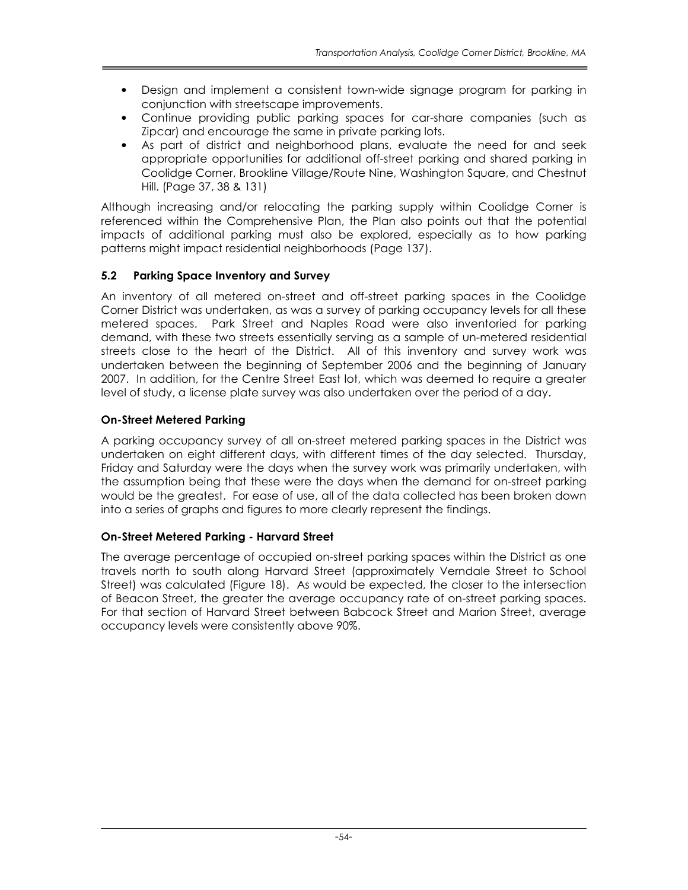- Design and implement a consistent town-wide signage program for parking in conjunction with streetscape improvements.
- Continue providing public parking spaces for car-share companies (such as Zipcar) and encourage the same in private parking lots.
- As part of district and neighborhood plans, evaluate the need for and seek appropriate opportunities for additional off-street parking and shared parking in Coolidge Corner, Brookline Village/Route Nine, Washington Square, and Chestnut Hill. (Page 37, 38 & 131)

Although increasing and/or relocating the parking supply within Coolidge Corner is referenced within the Comprehensive Plan, the Plan also points out that the potential impacts of additional parking must also be explored, especially as to how parking patterns might impact residential neighborhoods (Page 137).

### 5.2 Parking Space Inventory and Survey

An inventory of all metered on-street and off-street parking spaces in the Coolidge Corner District was undertaken, as was a survey of parking occupancy levels for all these metered spaces. Park Street and Naples Road were also inventoried for parking demand, with these two streets essentially serving as a sample of un-metered residential streets close to the heart of the District. All of this inventory and survey work was undertaken between the beginning of September 2006 and the beginning of January 2007. In addition, for the Centre Street East lot, which was deemed to require a greater level of study, a license plate survey was also undertaken over the period of a day.

**On-Street Metered Parking**

A parking occupancy survey of all on-street metered parking spaces in the District was undertaken on eight different days, with different times of the day selected. Thursday, Friday and Saturday were the days when the survey work was primarily undertaken, with the assumption being that these were the days when the demand for on-street parking would be the greatest. For ease of use, all of the data collected has been broken down into a series of graphs and figures to more clearly represent the findings.

**On-Street Metered Parking - Harvard Street**

The average percentage of occupied on-street parking spaces within the District as one travels north to south along Harvard Street (approximately Verndale Street to School Street) was calculated (Figure 18). As would be expected, the closer to the intersection of Beacon Street, the greater the average occupancy rate of on-street parking spaces. For that section of Harvard Street between Babcock Street and Marion Street, average occupancy levels were consistently above 90%.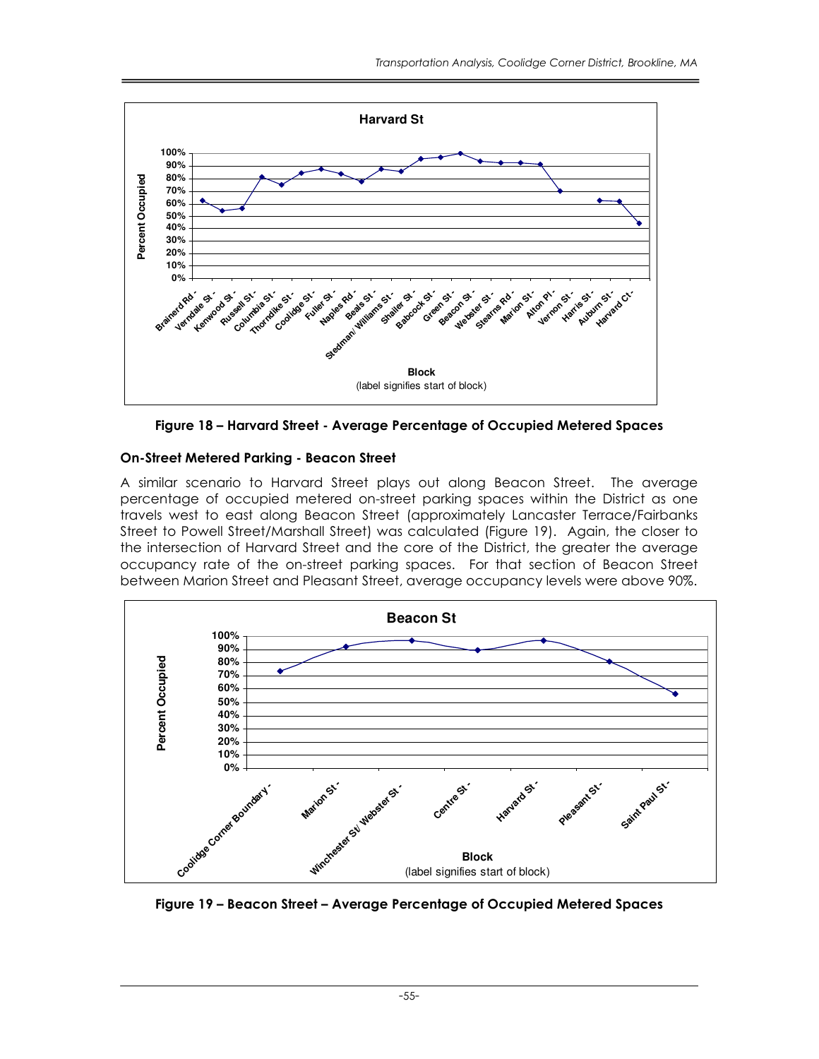Figure 18 – Harvard Street - Average Percentage of Occupied Metered Spaces

**On-Street Metered Parking - Beacon Street**

A similar scenario to Harvard Street plays out along Beacon Street. The average percentage of occupied metered on-street parking spaces within the District as one travels west to east along Beacon Street (approximately Lancaster Terrace/Fairbanks Street to Powell Street/Marshall Street) was calculated (Figure 19). Again, the closer to the intersection of Harvard Street and the core of the District, the greater the average occupancy rate of the on-street parking spaces. For that section of Beacon Street between Marion Street and Pleasant Street, average occupancy levels were above 90%.

Figure 19 – Beacon Street – Average Percentage of Occupied Metered Spaces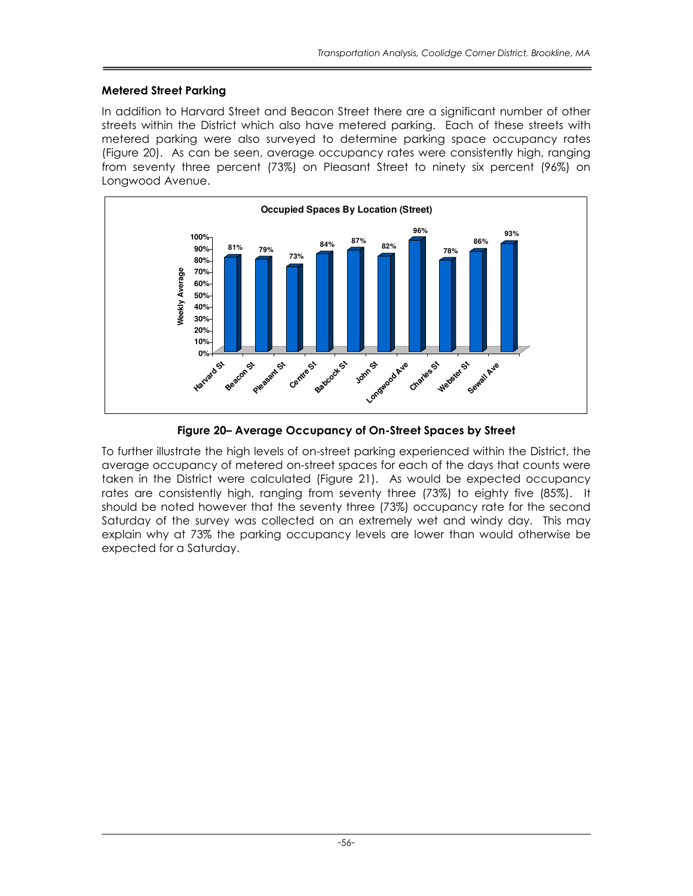### Metered Street Parking

In addition to Harvard Street and Beacon Street there are a significant number of other streets within the District which also have metered parking. Each of these streets with metered parking were also surveyed to determine parking space occupancy rates (Figure 20). As can be seen, average occupancy rates were consistently high, ranging from seventy three percent (73%) on Pleasant Street to ninety six percent (96%) on Longwood Avenue.

**Figure 20– Average Occupancy of On-Street Spaces by Street**

To further illustrate the high levels of on-street parking experienced within the District, the average occupancy of metered on-street spaces for each of the days that counts were taken in the District were calculated (Figure 21). As would be expected occupancy rates are consistently high, ranging from seventy three (73%) to eighty five (85%). It should be noted however that the seventy three (73%) occupancy rate for the second Saturday of the survey was collected on an extremely wet and windy day. This may explain why at 73% the parking occupancy levels are lower than would otherwise be expected for a Saturday.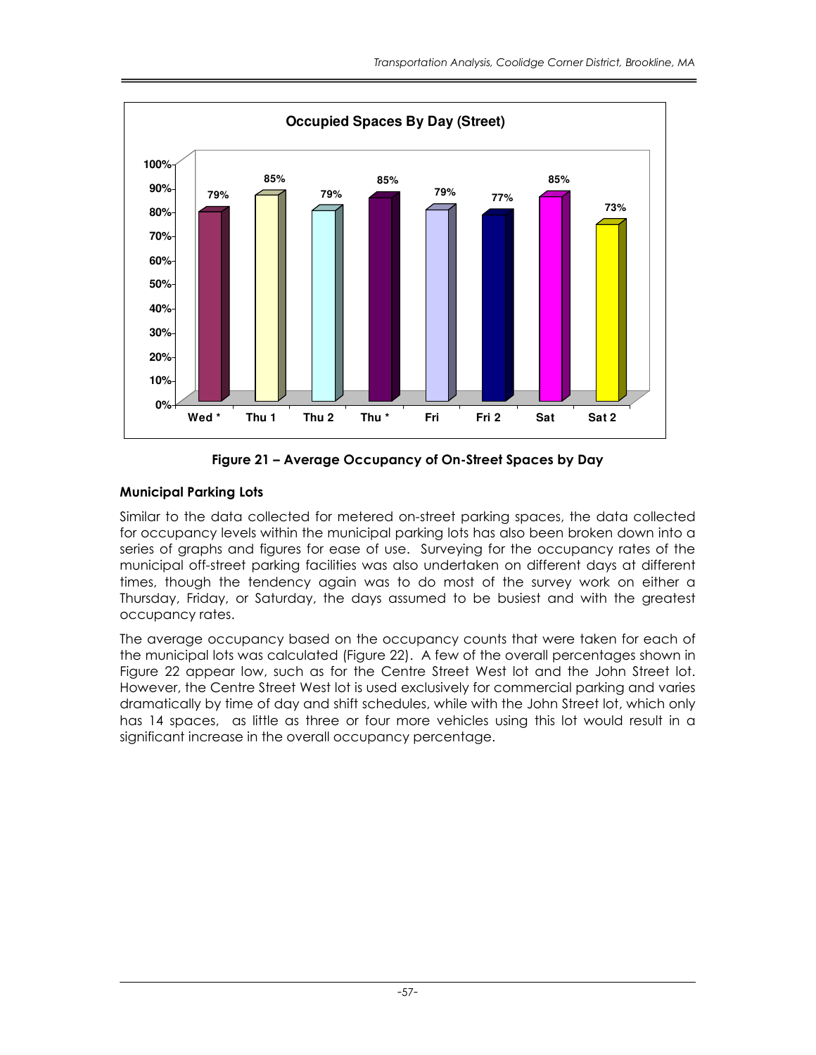**Occupied Spaces By Day (Street)**

| Day | Occupancy |
|---|---|
| Wed * | 79% |
| Thu 1 | 85% |
| Thu 2 | 79% |
| Thu * | 85% |
| Fri | 79% |
| Fri 2 | 77% |
| Sat | 85% |
| Sat 2 | 73% |

**Figure 21 – Average Occupancy of On-Street Spaces by Day**

### Municipal Parking Lots

Similar to the data collected for metered on-street parking spaces, the data collected for occupancy levels within the municipal parking lots has also been broken down into a series of graphs and figures for ease of use. Surveying for the occupancy rates of the municipal off-street parking facilities was also undertaken on different days at different times, though the tendency again was to do most of the survey work on either a Thursday, Friday, or Saturday, the days assumed to be busiest and with the greatest occupancy rates.

The average occupancy based on the occupancy counts that were taken for each of the municipal lots was calculated (Figure 22). A few of the overall percentages shown in Figure 22 appear low, such as for the Centre Street West lot and the John Street lot. However, the Centre Street West lot is used exclusively for commercial parking and varies dramatically by time of day and shift schedules, while with the John Street lot, which only has 14 spaces, as little as three or four more vehicles using this lot would result in a significant increase in the overall occupancy percentage.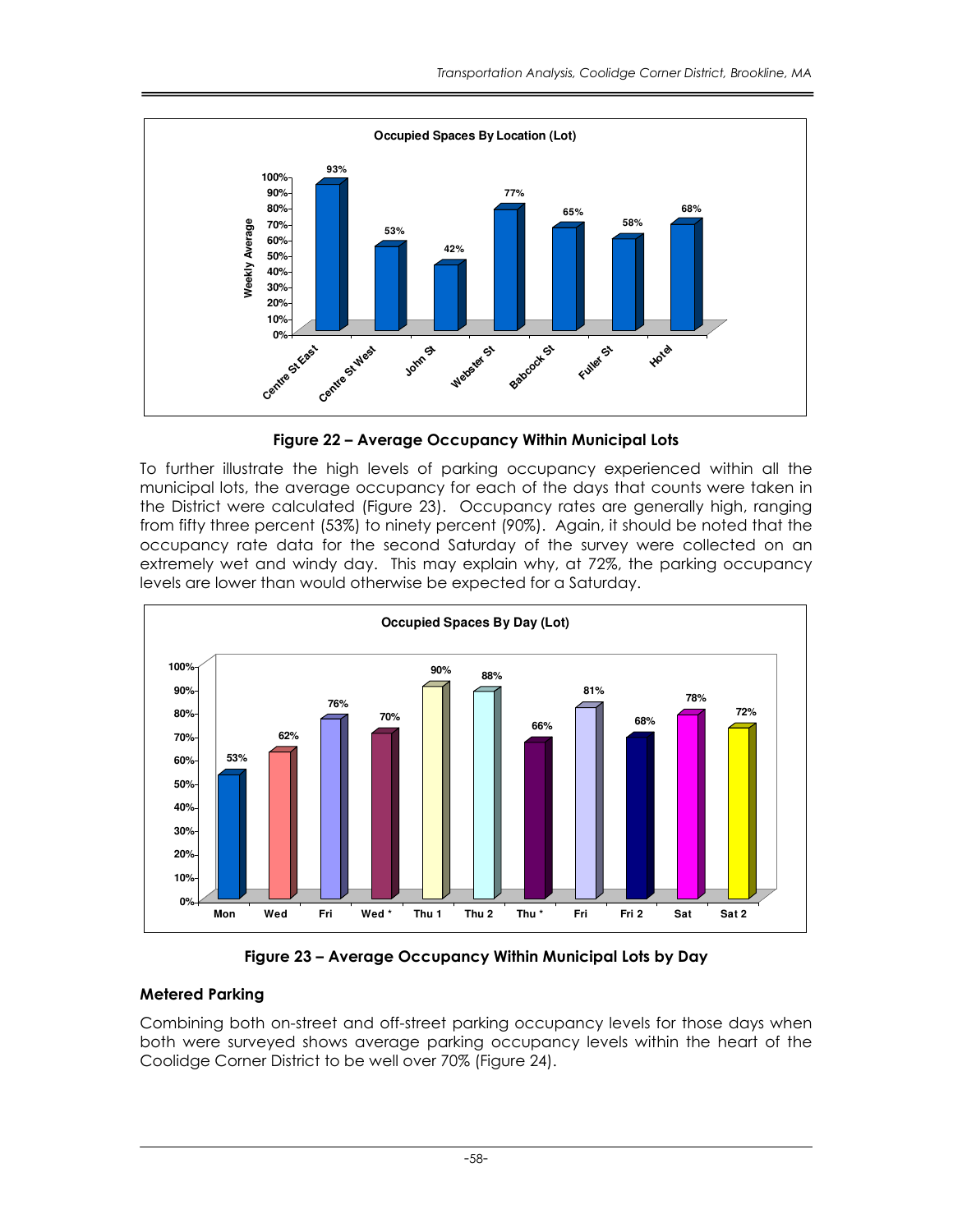**Figure 22 – Average Occupancy Within Municipal Lots**

To further illustrate the high levels of parking occupancy experienced within all the municipal lots, the average occupancy for each of the days that counts were taken in the District were calculated (Figure 23). Occupancy rates are generally high, ranging from fifty three percent (53%) to ninety percent (90%). Again, it should be noted that the occupancy rate data for the second Saturday of the survey were collected on an extremely wet and windy day. This may explain why, at 72%, the parking occupancy levels are lower than would otherwise be expected for a Saturday.

**Figure 23 – Average Occupancy Within Municipal Lots by Day**

### Metered Parking

Combining both on-street and off-street parking occupancy levels for those days when both were surveyed shows average parking occupancy levels within the heart of the Coolidge Corner District to be well over 70% (Figure 24).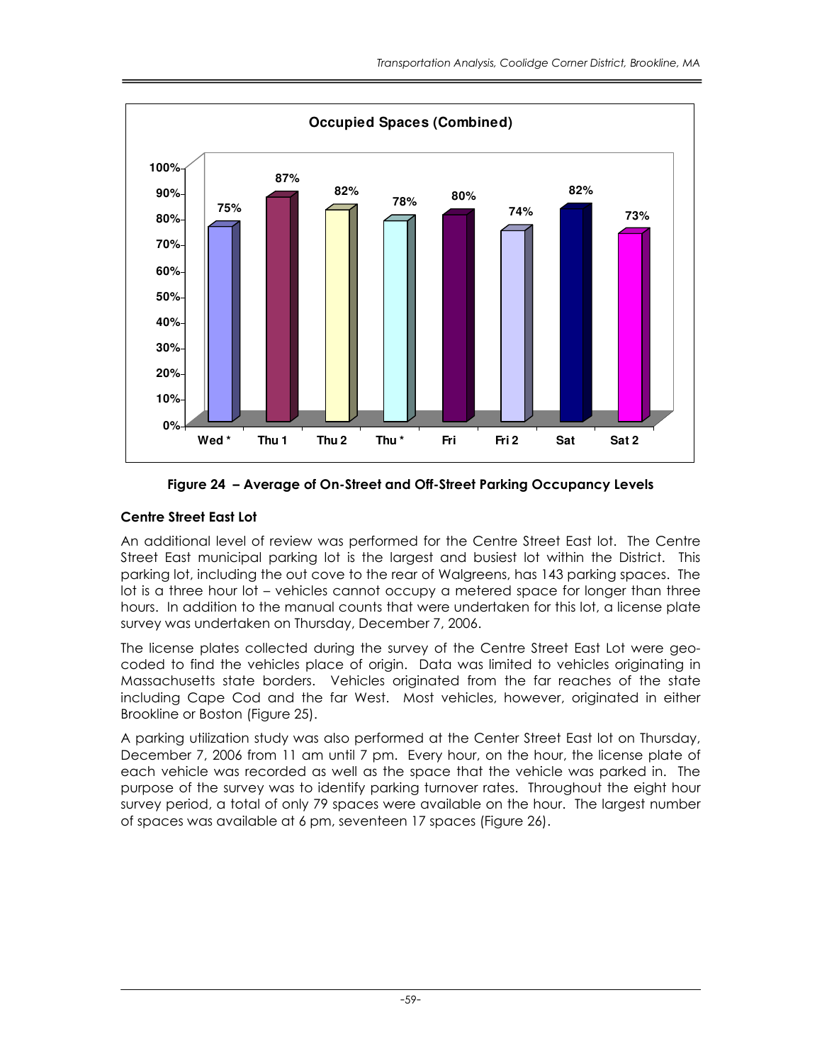**Occupied Spaces (Combined)**

| Wed * | Thu 1 | Thu 2 | Thu * | Fri | Fri 2 | Sat | Sat 2 |
|---|---|---|---|---|---|---|---|
| 75% | 87% | 82% | 78% | 80% | 74% | 82% | 73% |

**Figure 24 – Average of On-Street and Off-Street Parking Occupancy Levels**

### Centre Street East Lot

An additional level of review was performed for the Centre Street East lot. The Centre Street East municipal parking lot is the largest and busiest lot within the District. This parking lot, including the out cove to the rear of Walgreens, has 143 parking spaces. The lot is a three hour lot – vehicles cannot occupy a metered space for longer than three hours. In addition to the manual counts that were undertaken for this lot, a license plate survey was undertaken on Thursday, December 7, 2006.

The license plates collected during the survey of the Centre Street East Lot were geo-coded to find the vehicles place of origin. Data was limited to vehicles originating in Massachusetts state borders. Vehicles originated from the far reaches of the state including Cape Cod and the far West. Most vehicles, however, originated in either Brookline or Boston (Figure 25).

A parking utilization study was also performed at the Center Street East lot on Thursday, December 7, 2006 from 11 am until 7 pm. Every hour, on the hour, the license plate of each vehicle was recorded as well as the space that the vehicle was parked in. The purpose of the survey was to identify parking turnover rates. Throughout the eight hour survey period, a total of only 79 spaces were available on the hour. The largest number of spaces was available at 6 pm, seventeen 17 spaces (Figure 26).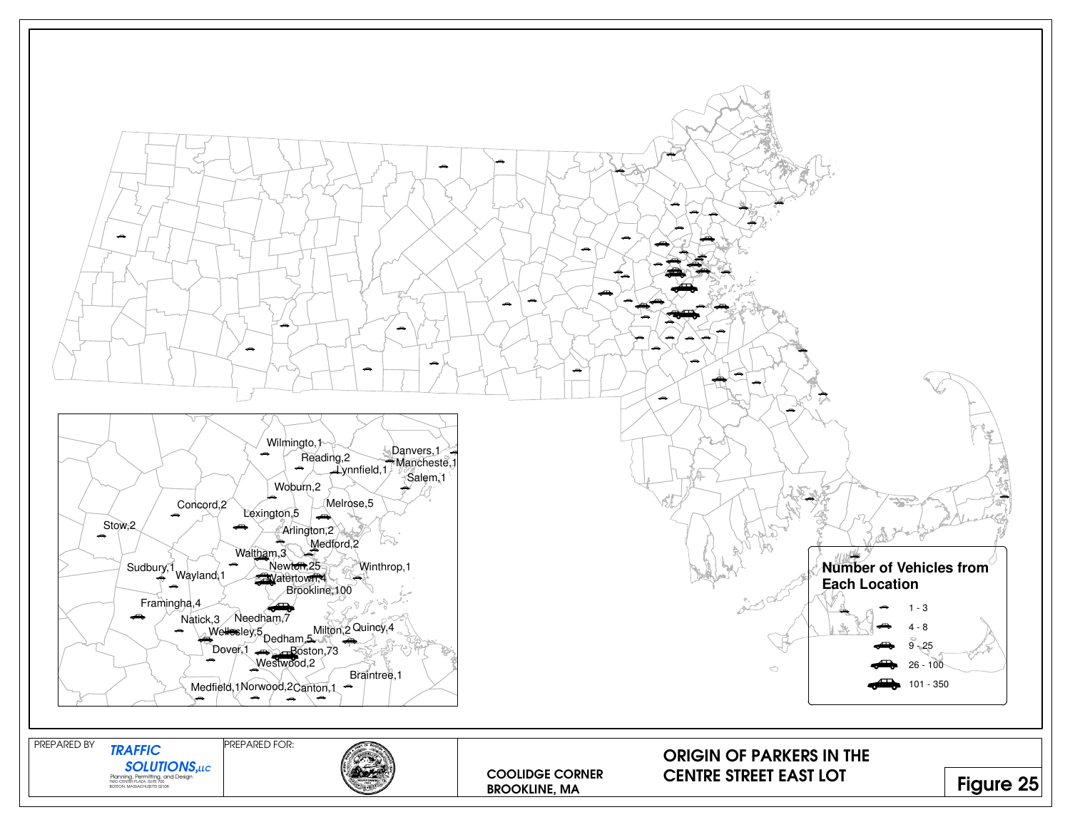Wilmington,1
Reading,2
Danvers,1
Lynnfield,1
Mancheste,1
Salem,1
Woburn,2
Concord,2
Melrose,5
Lexington,5
Stow,2
Arlington,2
Medford,2
Waltham,3
Sudbury,1
Newton,25
Winthrop,1
Wayland,1
Watertown,4
Brookline,100
Framingha,4
Natick,3
Needham,7
Wellesley,5
Quincy,4
Milton,2
Dedham,5
Dover,1
Boston,73
Westwood,2
Braintree,1
Medfield,1
Norwood,2
Canton,1

**Number of Vehicles from Each Location**

- 1 - 3
- 4 - 8
- 9 - 25
- 26 - 100
- 101 - 350

PREPARED BY

*TRAFFIC SOLUTIONS,LLC*

Planning, Permitting, and Design
TWO CENTER PLAZA, SUITE 700
BOSTON, MASSACHUSETTS 02108

PREPARED FOR:

COOLIDGE CORNER
BROOKLINE, MA

## ORIGIN OF PARKERS IN THE CENTRE STREET EAST LOT

**Figure 25**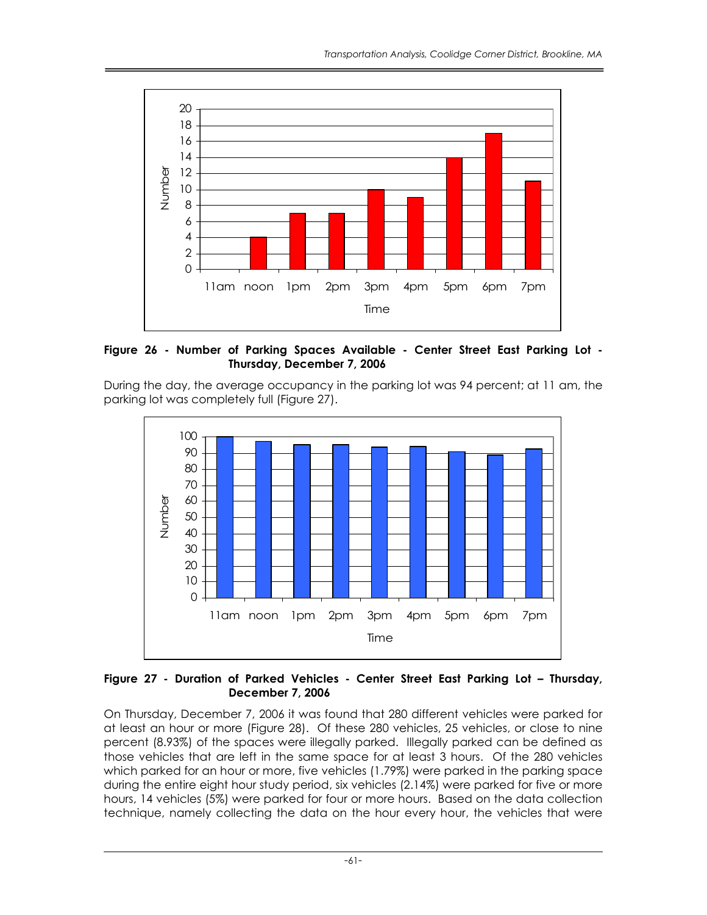**Figure 26 - Number of Parking Spaces Available - Center Street East Parking Lot - Thursday, December 7, 2006**

During the day, the average occupancy in the parking lot was 94 percent; at 11 am, the parking lot was completely full (Figure 27).

**Figure 27 - Duration of Parked Vehicles - Center Street East Parking Lot – Thursday, December 7, 2006**

On Thursday, December 7, 2006 it was found that 280 different vehicles were parked for at least an hour or more (Figure 28). Of these 280 vehicles, 25 vehicles, or close to nine percent (8.93%) of the spaces were illegally parked. Illegally parked can be defined as those vehicles that are left in the same space for at least 3 hours. Of the 280 vehicles which parked for an hour or more, five vehicles (1.79%) were parked in the parking space during the entire eight hour study period, six vehicles (2.14%) were parked for five or more hours, 14 vehicles (5%) were parked for four or more hours. Based on the data collection technique, namely collecting the data on the hour every hour, the vehicles that were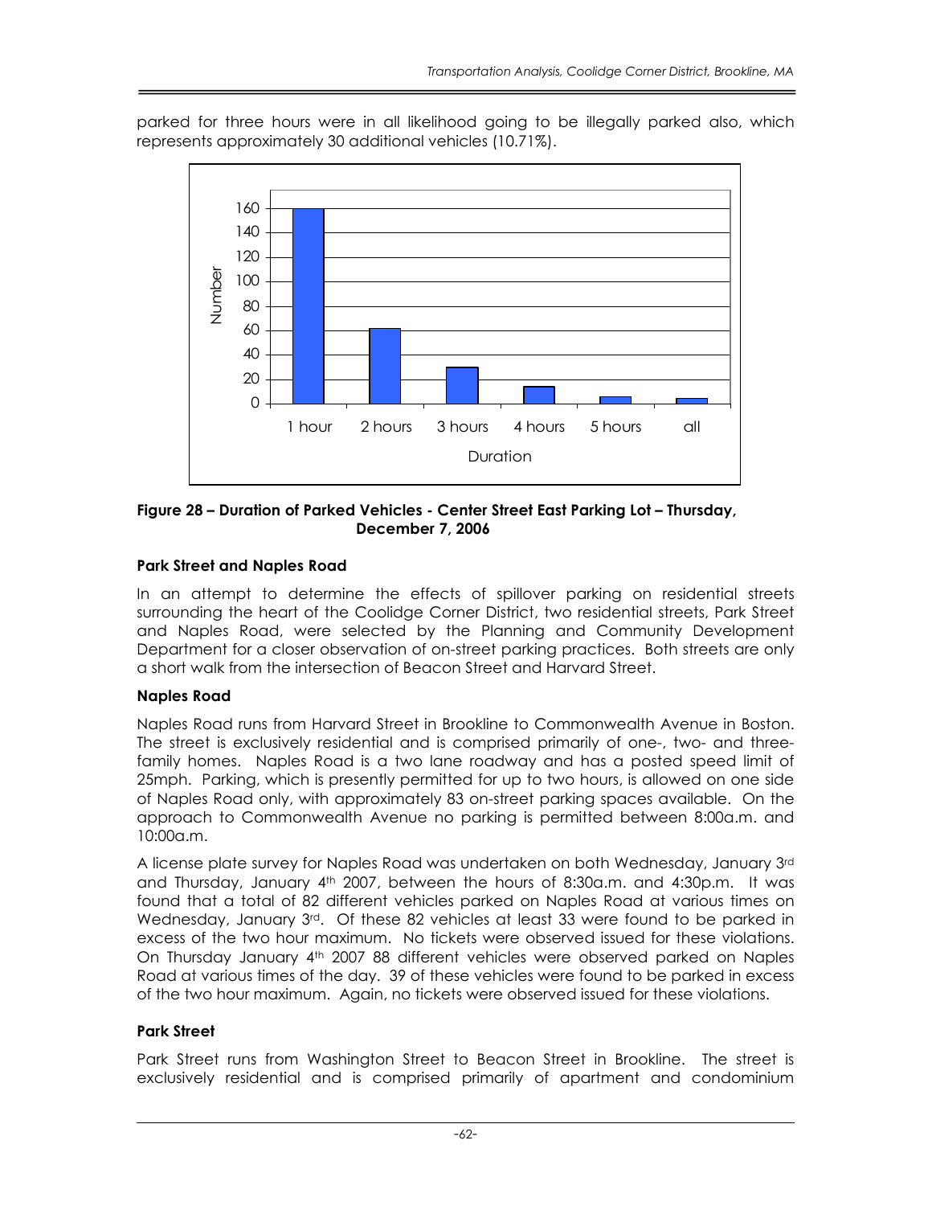parked for three hours were in all likelihood going to be illegally parked also, which represents approximately 30 additional vehicles (10.71%).

160
140
120
100
80
60
40
20
0
Number
1 hour
2 hours
3 hours
4 hours
5 hours
all
Duration

**Figure 28 – Duration of Parked Vehicles - Center Street East Parking Lot – Thursday, December 7, 2006**

### Park Street and Naples Road

In an attempt to determine the effects of spillover parking on residential streets surrounding the heart of the Coolidge Corner District, two residential streets, Park Street and Naples Road, were selected by the Planning and Community Development Department for a closer observation of on-street parking practices. Both streets are only a short walk from the intersection of Beacon Street and Harvard Street.

### Naples Road

Naples Road runs from Harvard Street in Brookline to Commonwealth Avenue in Boston. The street is exclusively residential and is comprised primarily of one-, two- and three-family homes. Naples Road is a two lane roadway and has a posted speed limit of 25mph. Parking, which is presently permitted for up to two hours, is allowed on one side of Naples Road only, with approximately 83 on-street parking spaces available. On the approach to Commonwealth Avenue no parking is permitted between 8:00a.m. and 10:00a.m.

A license plate survey for Naples Road was undertaken on both Wednesday, January 3rd and Thursday, January 4th 2007, between the hours of 8:30a.m. and 4:30p.m. It was found that a total of 82 different vehicles parked on Naples Road at various times on Wednesday, January 3rd. Of these 82 vehicles at least 33 were found to be parked in excess of the two hour maximum. No tickets were observed issued for these violations. On Thursday January 4th 2007 88 different vehicles were observed parked on Naples Road at various times of the day. 39 of these vehicles were found to be parked in excess of the two hour maximum. Again, no tickets were observed issued for these violations.

### Park Street

Park Street runs from Washington Street to Beacon Street in Brookline. The street is exclusively residential and is comprised primarily of apartment and condominium